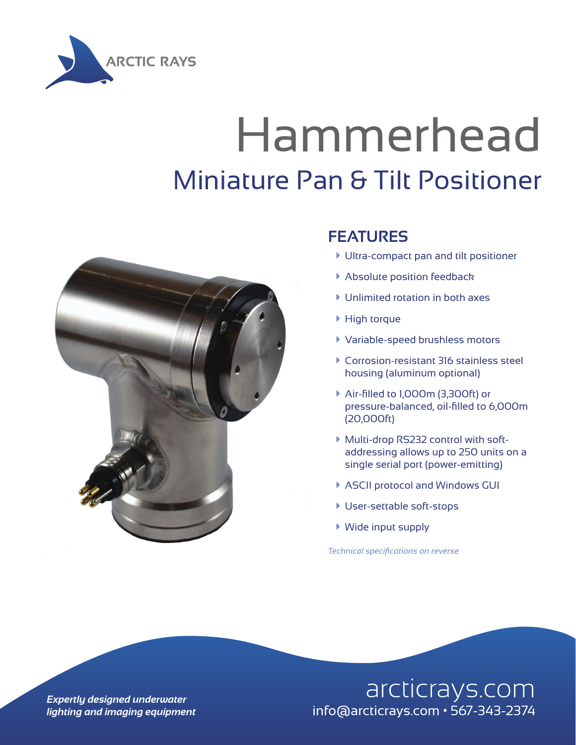ARCTIC RAYS

# Hammerhead

## Miniature Pan & Tilt Positioner

## FEATURES

- Ultra-compact pan and tilt positioner
- Absolute position feedback
- Unlimited rotation in both axes
- High torque
- Variable-speed brushless motors
- Corrosion-resistant 316 stainless steel housing (aluminum optional)
- Air-filled to 1,000m (3,300ft) or pressure-balanced, oil-filled to 6,000m (20,000ft)
- Multi-drop RS232 control with soft-addressing allows up to 250 units on a single serial port (power-emitting)
- ASCII protocol and Windows GUI
- User-settable soft-stops
- Wide input supply

*Technical specifications on reverse*

***Expertly designed underwater lighting and imaging equipment***

arcticrays.com
info@arcticrays.com • 567-343-2374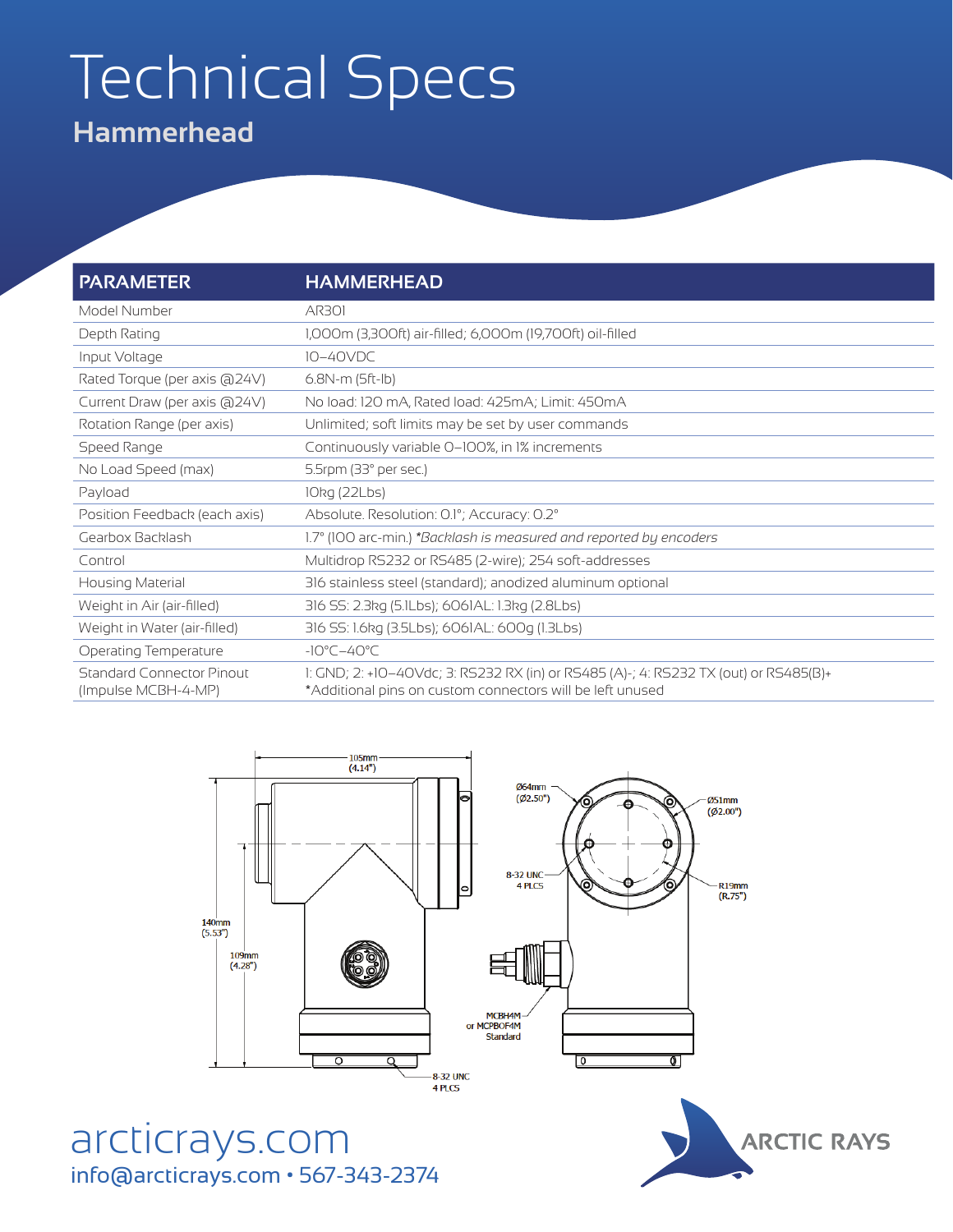# Technical Specs

## Hammerhead

| PARAMETER | HAMMERHEAD |
|---|---|
| Model Number | AR301 |
| Depth Rating | 1,000m (3,300ft) air-filled; 6,000m (19,700ft) oil-filled |
| Input Voltage | 10–40VDC |
| Rated Torque (per axis @24V) | 6.8N-m (5ft-lb) |
| Current Draw (per axis @24V) | No load: 120 mA, Rated load: 425mA; Limit: 450mA |
| Rotation Range (per axis) | Unlimited; soft limits may be set by user commands |
| Speed Range | Continuously variable 0–100%, in 1% increments |
| No Load Speed (max) | 5.5rpm (33° per sec.) |
| Payload | 10kg (22Lbs) |
| Position Feedback (each axis) | Absolute. Resolution: 0.1°; Accuracy: 0.2° |
| Gearbox Backlash | 1.7° (100 arc-min.) *Backlash is measured and reported by encoders* |
| Control | Multidrop RS232 or RS485 (2-wire); 254 soft-addresses |
| Housing Material | 316 stainless steel (standard); anodized aluminum optional |
| Weight in Air (air-filled) | 316 SS: 2.3kg (5.1Lbs); 6061AL: 1.3kg (2.8Lbs) |
| Weight in Water (air-filled) | 316 SS: 1.6kg (3.5Lbs); 6061AL: 600g (1.3Lbs) |
| Operating Temperature | -10°C–40°C |
| Standard Connector Pinout (Impulse MCBH-4-MP) | 1: GND; 2: +10–40Vdc; 3: RS232 RX (in) or RS485 (A)-; 4: RS232 TX (out) or RS485(B)+ *Additional pins on custom connectors will be left unused |

105mm (4.14")
140mm (5.53")
109mm (4.28")
Ø64mm (Ø2.50")
Ø51mm (Ø2.00")
8-32 UNC 4 PLCS
R19mm (R.75")
MCBH4M or MCPBOF4M Standard
8-32 UNC 4 PLCS

arcticrays.com
info@arcticrays.com • 567-343-2374

ARCTIC RAYS